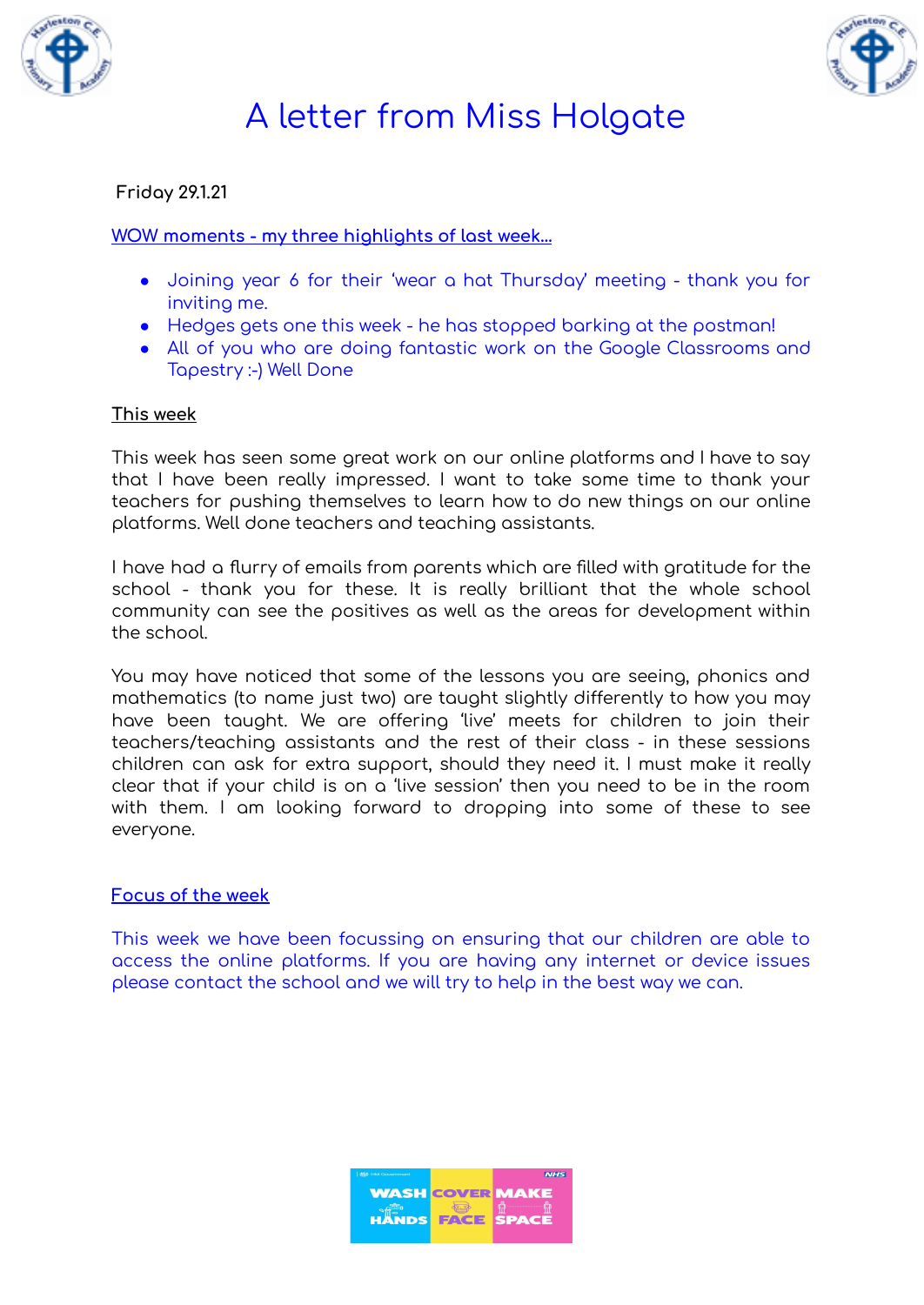# A letter from Miss Holgate

**Friday 29.1.21**

WOW moments - my three highlights of last week...

- Joining year 6 for their 'wear a hat Thursday' meeting - thank you for inviting me.
- Hedges gets one this week - he has stopped barking at the postman!
- All of you who are doing fantastic work on the Google Classrooms and Tapestry :-) Well Done

## This week

This week has seen some great work on our online platforms and I have to say that I have been really impressed. I want to take some time to thank your teachers for pushing themselves to learn how to do new things on our online platforms. Well done teachers and teaching assistants.

I have had a flurry of emails from parents which are filled with gratitude for the school - thank you for these. It is really brilliant that the whole school community can see the positives as well as the areas for development within the school.

You may have noticed that some of the lessons you are seeing, phonics and mathematics (to name just two) are taught slightly differently to how you may have been taught. We are offering 'live' meets for children to join their teachers/teaching assistants and the rest of their class - in these sessions children can ask for extra support, should they need it. I must make it really clear that if your child is on a 'live session' then you need to be in the room with them. I am looking forward to dropping into some of these to see everyone.

## Focus of the week

This week we have been focussing on ensuring that our children are able to access the online platforms. If you are having any internet or device issues please contact the school and we will try to help in the best way we can.

WASH HANDS COVER FACE MAKE SPACE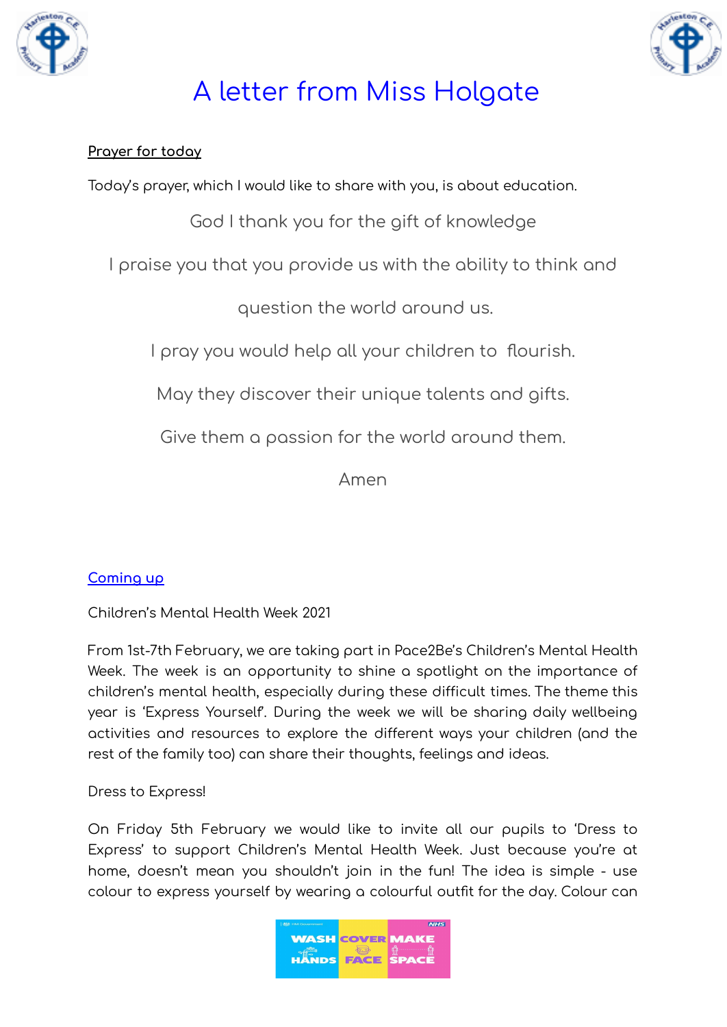# A letter from Miss Holgate

**Prayer for today**

Today's prayer, which I would like to share with you, is about education.

God I thank you for the gift of knowledge

I praise you that you provide us with the ability to think and

question the world around us.

I pray you would help all your children to flourish.

May they discover their unique talents and gifts.

Give them a passion for the world around them.

Amen

**Coming up**

Children's Mental Health Week 2021

From 1st-7th February, we are taking part in Pace2Be's Children's Mental Health Week. The week is an opportunity to shine a spotlight on the importance of children's mental health, especially during these difficult times. The theme this year is 'Express Yourself'. During the week we will be sharing daily wellbeing activities and resources to explore the different ways your children (and the rest of the family too) can share their thoughts, feelings and ideas.

Dress to Express!

On Friday 5th February we would like to invite all our pupils to 'Dress to Express' to support Children's Mental Health Week. Just because you're at home, doesn't mean you shouldn't join in the fun! The idea is simple - use colour to express yourself by wearing a colourful outfit for the day. Colour can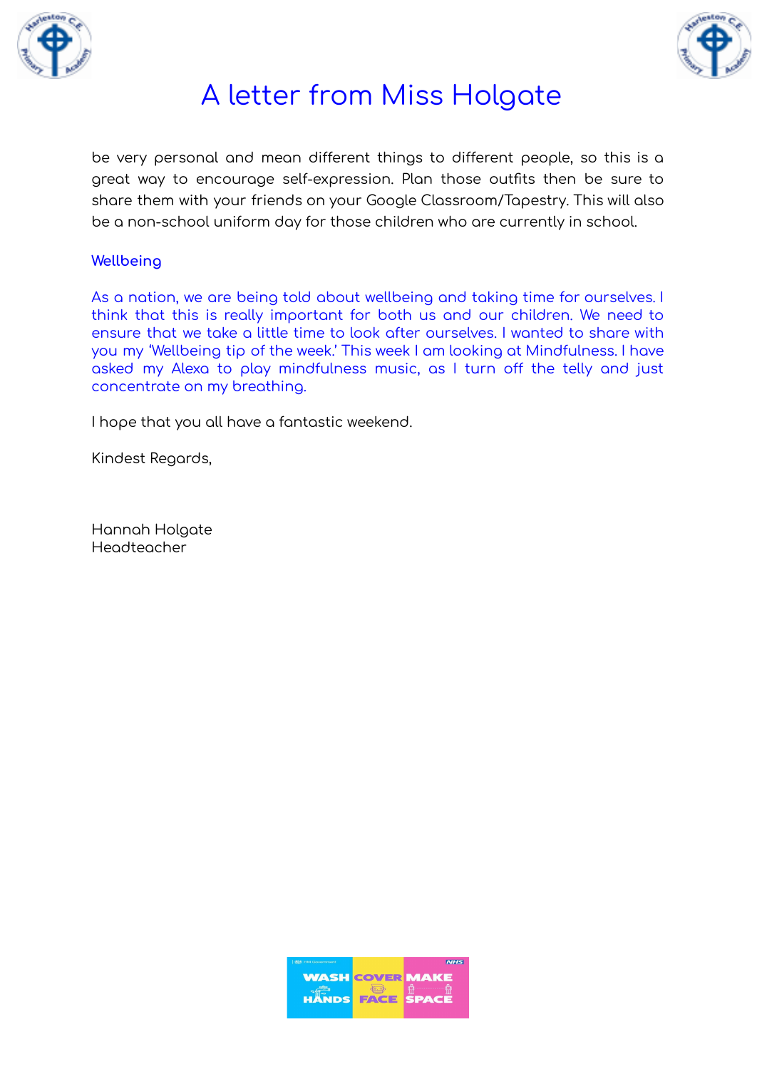# A letter from Miss Holgate

be very personal and mean different things to different people, so this is a great way to encourage self-expression. Plan those outfits then be sure to share them with your friends on your Google Classroom/Tapestry. This will also be a non-school uniform day for those children who are currently in school.

**Wellbeing**

As a nation, we are being told about wellbeing and taking time for ourselves. I think that this is really important for both us and our children. We need to ensure that we take a little time to look after ourselves. I wanted to share with you my 'Wellbeing tip of the week.' This week I am looking at Mindfulness. I have asked my Alexa to play mindfulness music, as I turn off the telly and just concentrate on my breathing.

I hope that you all have a fantastic weekend.

Kindest Regards,

Hannah Holgate
Headteacher

WASH HANDS COVER FACE MAKE SPACE